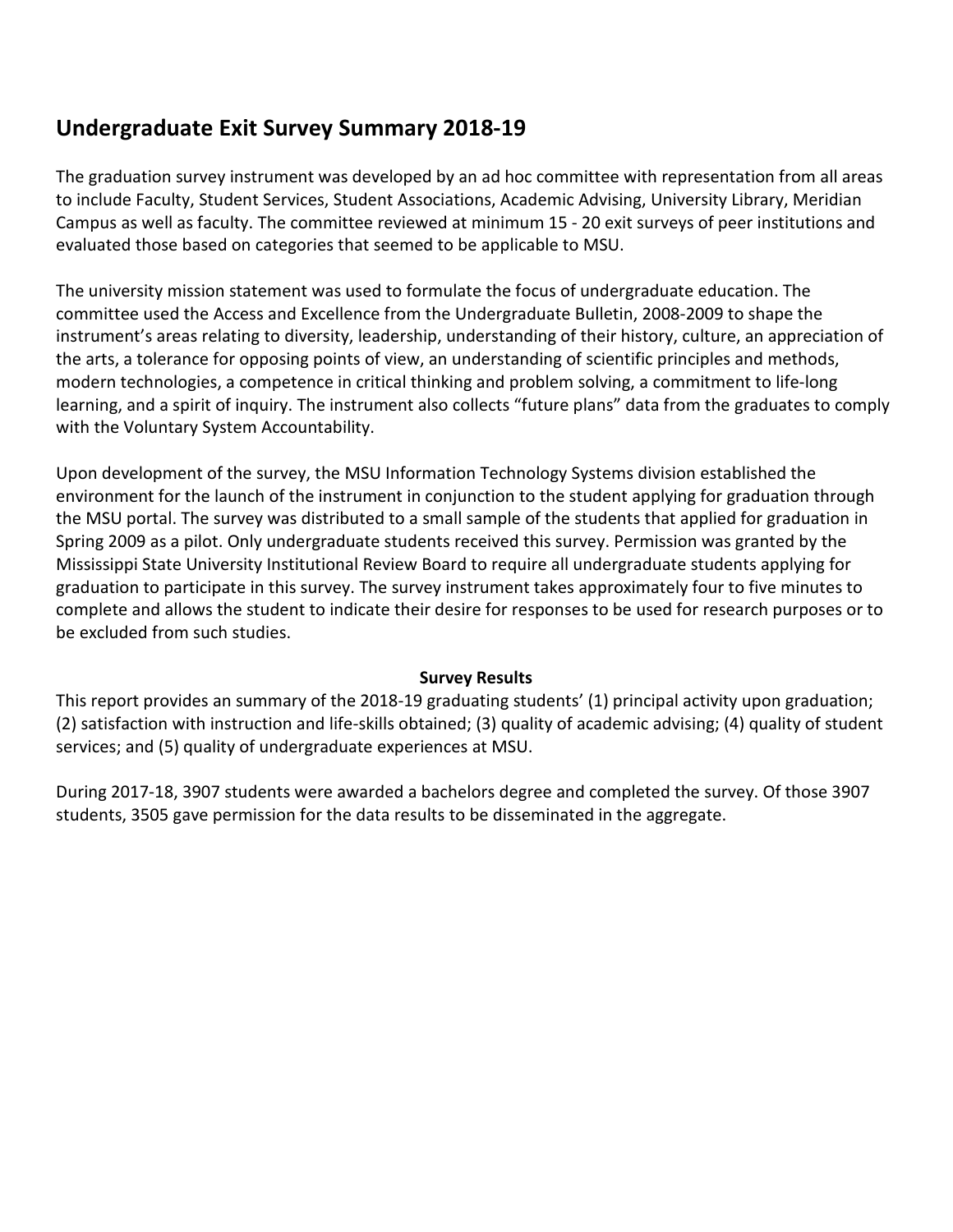# Undergraduate Exit Survey Summary 2018-19

The graduation survey instrument was developed by an ad hoc committee with representation from all areas to include Faculty, Student Services, Student Associations, Academic Advising, University Library, Meridian Campus as well as faculty. The committee reviewed at minimum 15 - 20 exit surveys of peer institutions and evaluated those based on categories that seemed to be applicable to MSU.

The university mission statement was used to formulate the focus of undergraduate education. The committee used the Access and Excellence from the Undergraduate Bulletin, 2008-2009 to shape the instrument's areas relating to diversity, leadership, understanding of their history, culture, an appreciation of the arts, a tolerance for opposing points of view, an understanding of scientific principles and methods, modern technologies, a competence in critical thinking and problem solving, a commitment to life-long learning, and a spirit of inquiry. The instrument also collects "future plans" data from the graduates to comply with the Voluntary System Accountability.

Upon development of the survey, the MSU Information Technology Systems division established the environment for the launch of the instrument in conjunction to the student applying for graduation through the MSU portal. The survey was distributed to a small sample of the students that applied for graduation in Spring 2009 as a pilot. Only undergraduate students received this survey. Permission was granted by the Mississippi State University Institutional Review Board to require all undergraduate students applying for graduation to participate in this survey. The survey instrument takes approximately four to five minutes to complete and allows the student to indicate their desire for responses to be used for research purposes or to be excluded from such studies.

**Survey Results**

This report provides an summary of the 2018-19 graduating students' (1) principal activity upon graduation; (2) satisfaction with instruction and life-skills obtained; (3) quality of academic advising; (4) quality of student services; and (5) quality of undergraduate experiences at MSU.

During 2017-18, 3907 students were awarded a bachelors degree and completed the survey. Of those 3907 students, 3505 gave permission for the data results to be disseminated in the aggregate.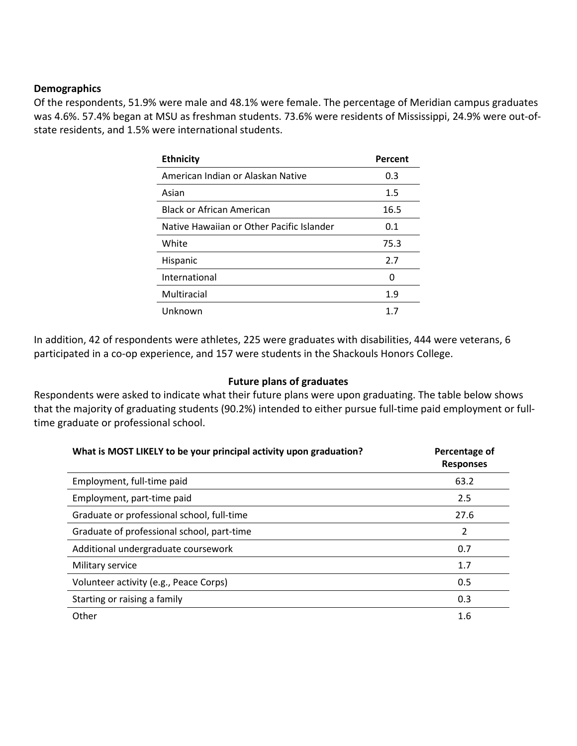**Demographics**

Of the respondents, 51.9% were male and 48.1% were female. The percentage of Meridian campus graduates was 4.6%. 57.4% began at MSU as freshman students. 73.6% were residents of Mississippi, 24.9% were out-of-state residents, and 1.5% were international students.

| Ethnicity | Percent |
|---|---|
| American Indian or Alaskan Native | 0.3 |
| Asian | 1.5 |
| Black or African American | 16.5 |
| Native Hawaiian or Other Pacific Islander | 0.1 |
| White | 75.3 |
| Hispanic | 2.7 |
| International | 0 |
| Multiracial | 1.9 |
| Unknown | 1.7 |

In addition, 42 of respondents were athletes, 225 were graduates with disabilities, 444 were veterans, 6 participated in a co-op experience, and 157 were students in the Shackouls Honors College.

**Future plans of graduates**

Respondents were asked to indicate what their future plans were upon graduating. The table below shows that the majority of graduating students (90.2%) intended to either pursue full-time paid employment or full-time graduate or professional school.

| What is MOST LIKELY to be your principal activity upon graduation? | Percentage of Responses |
|---|---|
| Employment, full-time paid | 63.2 |
| Employment, part-time paid | 2.5 |
| Graduate or professional school, full-time | 27.6 |
| Graduate of professional school, part-time | 2 |
| Additional undergraduate coursework | 0.7 |
| Military service | 1.7 |
| Volunteer activity (e.g., Peace Corps) | 0.5 |
| Starting or raising a family | 0.3 |
| Other | 1.6 |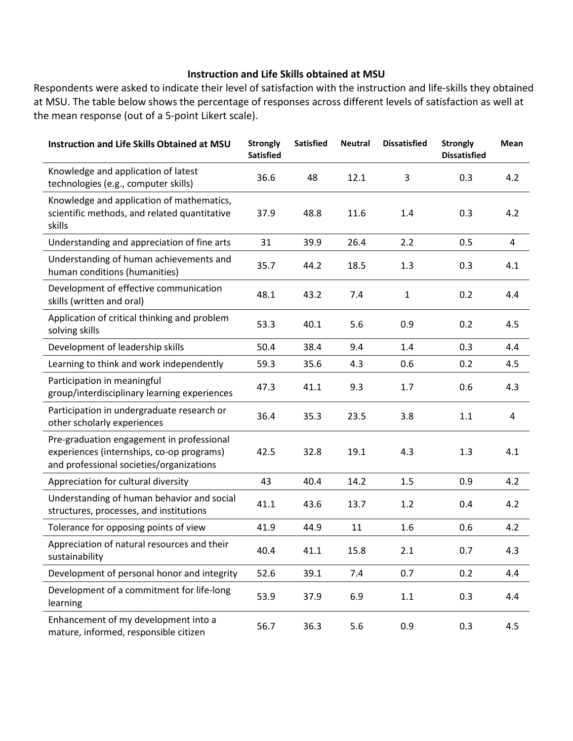## Instruction and Life Skills obtained at MSU

Respondents were asked to indicate their level of satisfaction with the instruction and life-skills they obtained at MSU. The table below shows the percentage of responses across different levels of satisfaction as well at the mean response (out of a 5-point Likert scale).

| Instruction and Life Skills Obtained at MSU | Strongly Satisfied | Satisfied | Neutral | Dissatisfied | Strongly Dissatisfied | Mean |
|---|---|---|---|---|---|---|
| Knowledge and application of latest technologies (e.g., computer skills) | 36.6 | 48 | 12.1 | 3 | 0.3 | 4.2 |
| Knowledge and application of mathematics, scientific methods, and related quantitative skills | 37.9 | 48.8 | 11.6 | 1.4 | 0.3 | 4.2 |
| Understanding and appreciation of fine arts | 31 | 39.9 | 26.4 | 2.2 | 0.5 | 4 |
| Understanding of human achievements and human conditions (humanities) | 35.7 | 44.2 | 18.5 | 1.3 | 0.3 | 4.1 |
| Development of effective communication skills (written and oral) | 48.1 | 43.2 | 7.4 | 1 | 0.2 | 4.4 |
| Application of critical thinking and problem solving skills | 53.3 | 40.1 | 5.6 | 0.9 | 0.2 | 4.5 |
| Development of leadership skills | 50.4 | 38.4 | 9.4 | 1.4 | 0.3 | 4.4 |
| Learning to think and work independently | 59.3 | 35.6 | 4.3 | 0.6 | 0.2 | 4.5 |
| Participation in meaningful group/interdisciplinary learning experiences | 47.3 | 41.1 | 9.3 | 1.7 | 0.6 | 4.3 |
| Participation in undergraduate research or other scholarly experiences | 36.4 | 35.3 | 23.5 | 3.8 | 1.1 | 4 |
| Pre-graduation engagement in professional experiences (internships, co-op programs) and professional societies/organizations | 42.5 | 32.8 | 19.1 | 4.3 | 1.3 | 4.1 |
| Appreciation for cultural diversity | 43 | 40.4 | 14.2 | 1.5 | 0.9 | 4.2 |
| Understanding of human behavior and social structures, processes, and institutions | 41.1 | 43.6 | 13.7 | 1.2 | 0.4 | 4.2 |
| Tolerance for opposing points of view | 41.9 | 44.9 | 11 | 1.6 | 0.6 | 4.2 |
| Appreciation of natural resources and their sustainability | 40.4 | 41.1 | 15.8 | 2.1 | 0.7 | 4.3 |
| Development of personal honor and integrity | 52.6 | 39.1 | 7.4 | 0.7 | 0.2 | 4.4 |
| Development of a commitment for life-long learning | 53.9 | 37.9 | 6.9 | 1.1 | 0.3 | 4.4 |
| Enhancement of my development into a mature, informed, responsible citizen | 56.7 | 36.3 | 5.6 | 0.9 | 0.3 | 4.5 |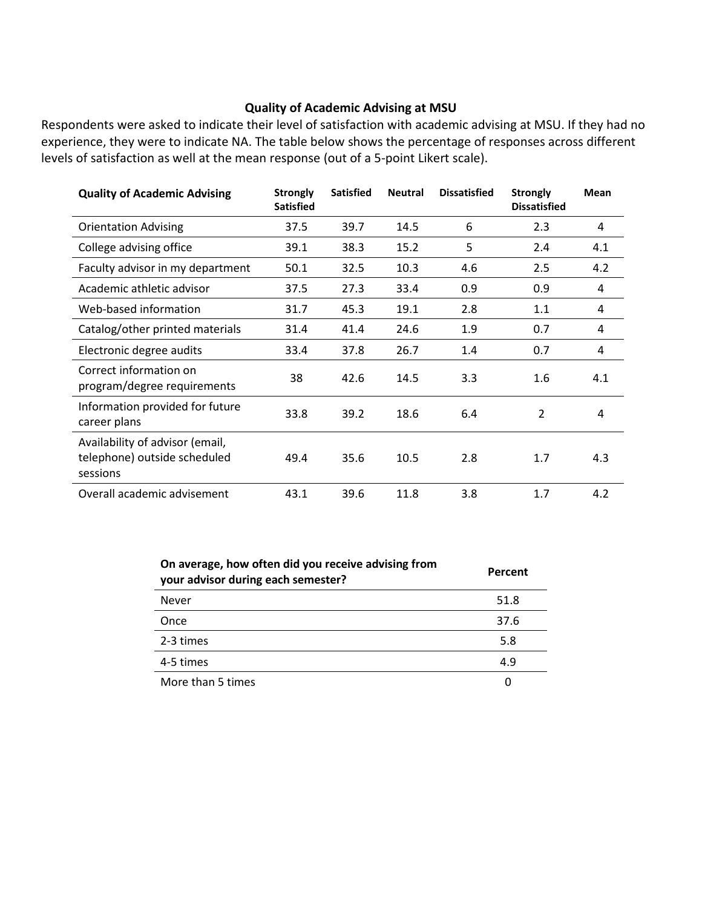### Quality of Academic Advising at MSU

Respondents were asked to indicate their level of satisfaction with academic advising at MSU. If they had no experience, they were to indicate NA. The table below shows the percentage of responses across different levels of satisfaction as well at the mean response (out of a 5-point Likert scale).

| Quality of Academic Advising | Strongly Satisfied | Satisfied | Neutral | Dissatisfied | Strongly Dissatisfied | Mean |
|---|---|---|---|---|---|---|
| Orientation Advising | 37.5 | 39.7 | 14.5 | 6 | 2.3 | 4 |
| College advising office | 39.1 | 38.3 | 15.2 | 5 | 2.4 | 4.1 |
| Faculty advisor in my department | 50.1 | 32.5 | 10.3 | 4.6 | 2.5 | 4.2 |
| Academic athletic advisor | 37.5 | 27.3 | 33.4 | 0.9 | 0.9 | 4 |
| Web-based information | 31.7 | 45.3 | 19.1 | 2.8 | 1.1 | 4 |
| Catalog/other printed materials | 31.4 | 41.4 | 24.6 | 1.9 | 0.7 | 4 |
| Electronic degree audits | 33.4 | 37.8 | 26.7 | 1.4 | 0.7 | 4 |
| Correct information on program/degree requirements | 38 | 42.6 | 14.5 | 3.3 | 1.6 | 4.1 |
| Information provided for future career plans | 33.8 | 39.2 | 18.6 | 6.4 | 2 | 4 |
| Availability of advisor (email, telephone) outside scheduled sessions | 49.4 | 35.6 | 10.5 | 2.8 | 1.7 | 4.3 |
| Overall academic advisement | 43.1 | 39.6 | 11.8 | 3.8 | 1.7 | 4.2 |

| On average, how often did you receive advising from your advisor during each semester? | Percent |
|---|---|
| Never | 51.8 |
| Once | 37.6 |
| 2-3 times | 5.8 |
| 4-5 times | 4.9 |
| More than 5 times | 0 |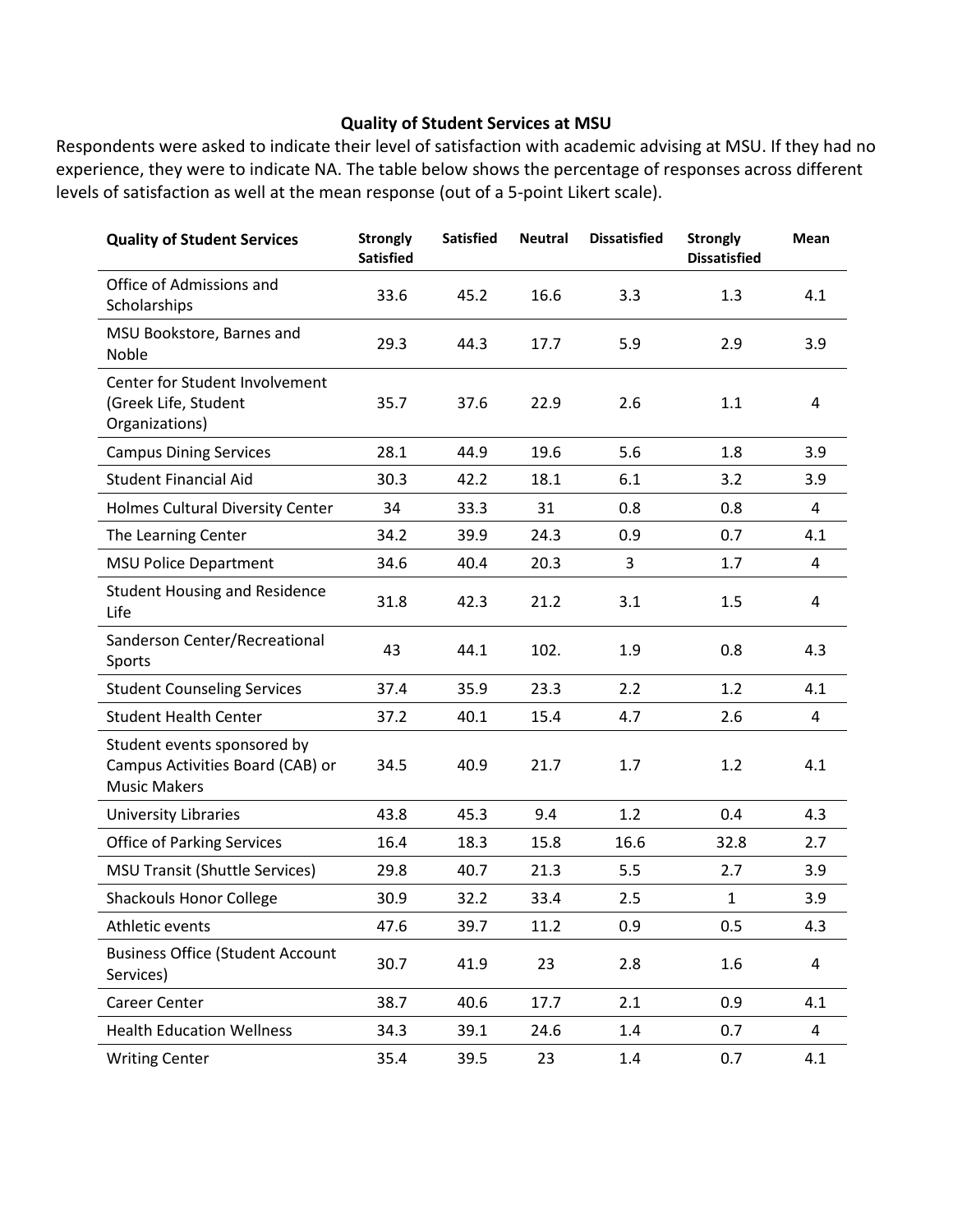## Quality of Student Services at MSU

Respondents were asked to indicate their level of satisfaction with academic advising at MSU. If they had no experience, they were to indicate NA. The table below shows the percentage of responses across different levels of satisfaction as well at the mean response (out of a 5-point Likert scale).

| Quality of Student Services | Strongly Satisfied | Satisfied | Neutral | Dissatisfied | Strongly Dissatisfied | Mean |
|---|---|---|---|---|---|---|
| Office of Admissions and Scholarships | 33.6 | 45.2 | 16.6 | 3.3 | 1.3 | 4.1 |
| MSU Bookstore, Barnes and Noble | 29.3 | 44.3 | 17.7 | 5.9 | 2.9 | 3.9 |
| Center for Student Involvement (Greek Life, Student Organizations) | 35.7 | 37.6 | 22.9 | 2.6 | 1.1 | 4 |
| Campus Dining Services | 28.1 | 44.9 | 19.6 | 5.6 | 1.8 | 3.9 |
| Student Financial Aid | 30.3 | 42.2 | 18.1 | 6.1 | 3.2 | 3.9 |
| Holmes Cultural Diversity Center | 34 | 33.3 | 31 | 0.8 | 0.8 | 4 |
| The Learning Center | 34.2 | 39.9 | 24.3 | 0.9 | 0.7 | 4.1 |
| MSU Police Department | 34.6 | 40.4 | 20.3 | 3 | 1.7 | 4 |
| Student Housing and Residence Life | 31.8 | 42.3 | 21.2 | 3.1 | 1.5 | 4 |
| Sanderson Center/Recreational Sports | 43 | 44.1 | 102. | 1.9 | 0.8 | 4.3 |
| Student Counseling Services | 37.4 | 35.9 | 23.3 | 2.2 | 1.2 | 4.1 |
| Student Health Center | 37.2 | 40.1 | 15.4 | 4.7 | 2.6 | 4 |
| Student events sponsored by Campus Activities Board (CAB) or Music Makers | 34.5 | 40.9 | 21.7 | 1.7 | 1.2 | 4.1 |
| University Libraries | 43.8 | 45.3 | 9.4 | 1.2 | 0.4 | 4.3 |
| Office of Parking Services | 16.4 | 18.3 | 15.8 | 16.6 | 32.8 | 2.7 |
| MSU Transit (Shuttle Services) | 29.8 | 40.7 | 21.3 | 5.5 | 2.7 | 3.9 |
| Shackouls Honor College | 30.9 | 32.2 | 33.4 | 2.5 | 1 | 3.9 |
| Athletic events | 47.6 | 39.7 | 11.2 | 0.9 | 0.5 | 4.3 |
| Business Office (Student Account Services) | 30.7 | 41.9 | 23 | 2.8 | 1.6 | 4 |
| Career Center | 38.7 | 40.6 | 17.7 | 2.1 | 0.9 | 4.1 |
| Health Education Wellness | 34.3 | 39.1 | 24.6 | 1.4 | 0.7 | 4 |
| Writing Center | 35.4 | 39.5 | 23 | 1.4 | 0.7 | 4.1 |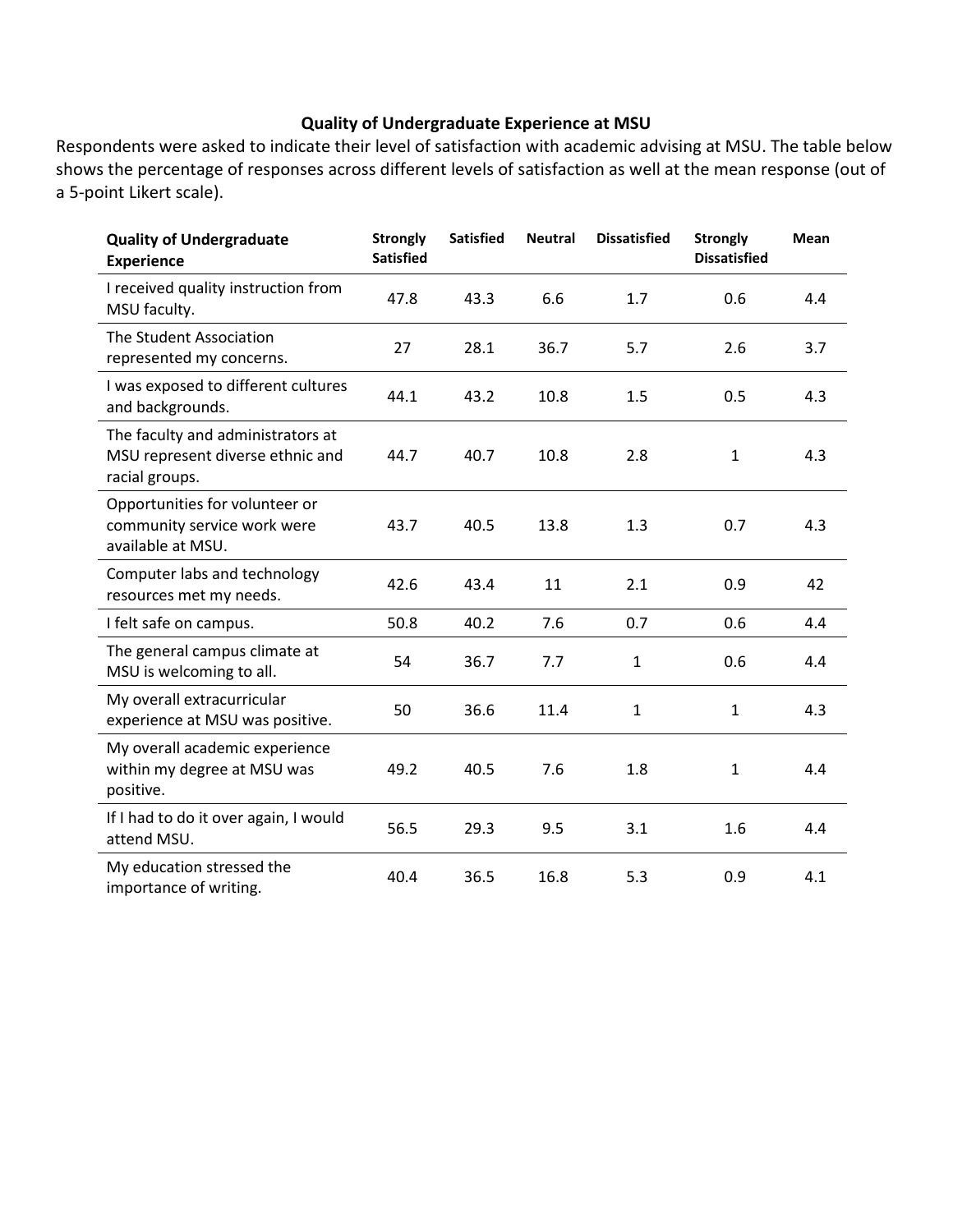**Quality of Undergraduate Experience at MSU**

Respondents were asked to indicate their level of satisfaction with academic advising at MSU. The table below shows the percentage of responses across different levels of satisfaction as well at the mean response (out of a 5-point Likert scale).

| Quality of Undergraduate Experience | Strongly Satisfied | Satisfied | Neutral | Dissatisfied | Strongly Dissatisfied | Mean |
|---|---|---|---|---|---|---|
| I received quality instruction from MSU faculty. | 47.8 | 43.3 | 6.6 | 1.7 | 0.6 | 4.4 |
| The Student Association represented my concerns. | 27 | 28.1 | 36.7 | 5.7 | 2.6 | 3.7 |
| I was exposed to different cultures and backgrounds. | 44.1 | 43.2 | 10.8 | 1.5 | 0.5 | 4.3 |
| The faculty and administrators at MSU represent diverse ethnic and racial groups. | 44.7 | 40.7 | 10.8 | 2.8 | 1 | 4.3 |
| Opportunities for volunteer or community service work were available at MSU. | 43.7 | 40.5 | 13.8 | 1.3 | 0.7 | 4.3 |
| Computer labs and technology resources met my needs. | 42.6 | 43.4 | 11 | 2.1 | 0.9 | 42 |
| I felt safe on campus. | 50.8 | 40.2 | 7.6 | 0.7 | 0.6 | 4.4 |
| The general campus climate at MSU is welcoming to all. | 54 | 36.7 | 7.7 | 1 | 0.6 | 4.4 |
| My overall extracurricular experience at MSU was positive. | 50 | 36.6 | 11.4 | 1 | 1 | 4.3 |
| My overall academic experience within my degree at MSU was positive. | 49.2 | 40.5 | 7.6 | 1.8 | 1 | 4.4 |
| If I had to do it over again, I would attend MSU. | 56.5 | 29.3 | 9.5 | 3.1 | 1.6 | 4.4 |
| My education stressed the importance of writing. | 40.4 | 36.5 | 16.8 | 5.3 | 0.9 | 4.1 |